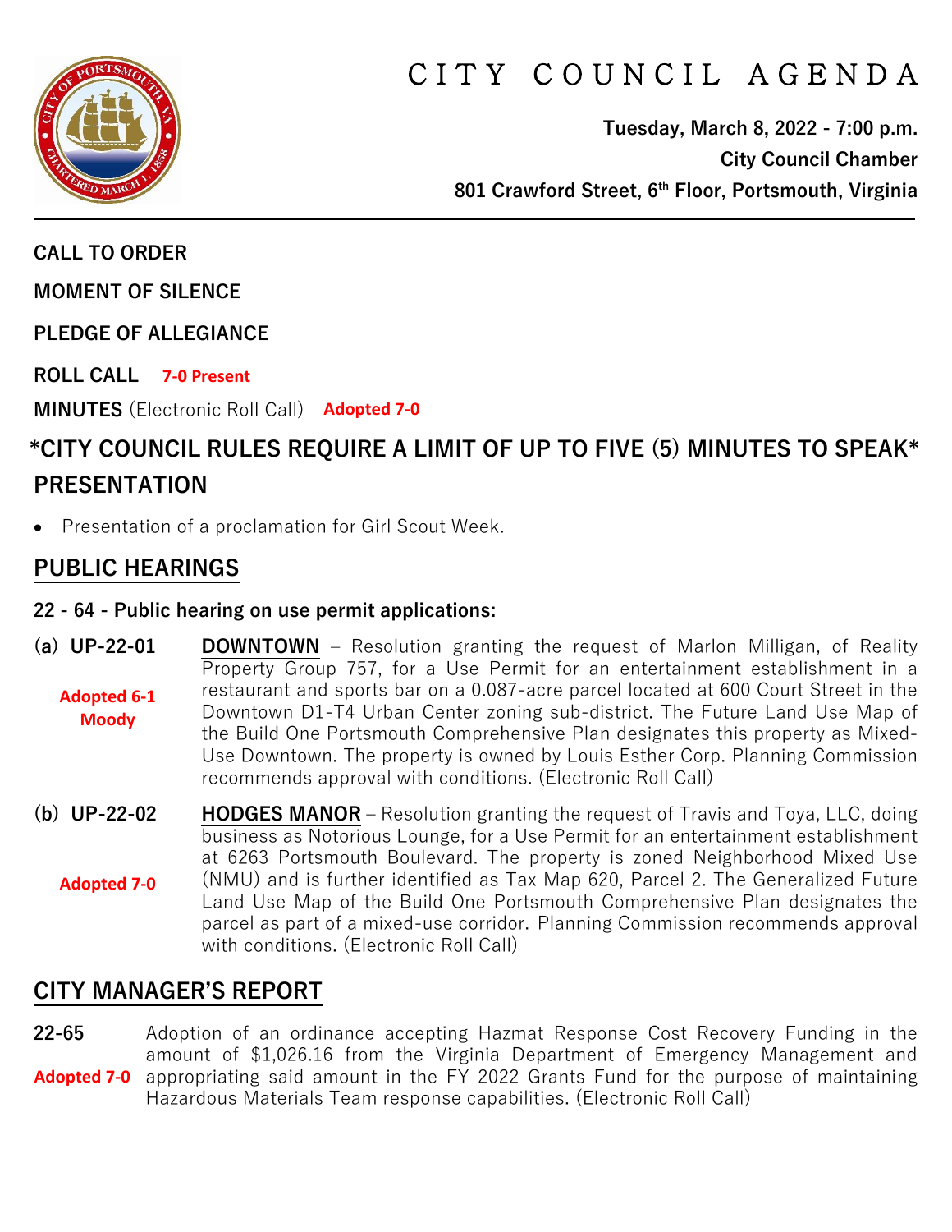# CITY COUNCIL AGENDA

**Tuesday, March 8, 2022 - 7:00 p.m.**
**City Council Chamber**
**801 Crawford Street, 6th Floor, Portsmouth, Virginia**

---

**CALL TO ORDER**

**MOMENT OF SILENCE**

**PLEDGE OF ALLEGIANCE**

**ROLL CALL** **7-0 Present**

**MINUTES** (Electronic Roll Call) **Adopted 7-0**

## *CITY COUNCIL RULES REQUIRE A LIMIT OF UP TO FIVE (5) MINUTES TO SPEAK*

## PRESENTATION

- Presentation of a proclamation for Girl Scout Week.

## PUBLIC HEARINGS

**22 - 64 - Public hearing on use permit applications:**

**(a) UP-22-01** **Adopted 6-1 Moody**

**DOWNTOWN** – Resolution granting the request of Marlon Milligan, of Reality Property Group 757, for a Use Permit for an entertainment establishment in a restaurant and sports bar on a 0.087-acre parcel located at 600 Court Street in the Downtown D1-T4 Urban Center zoning sub-district. The Future Land Use Map of the Build One Portsmouth Comprehensive Plan designates this property as Mixed-Use Downtown. The property is owned by Louis Esther Corp. Planning Commission recommends approval with conditions. (Electronic Roll Call)

**(b) UP-22-02** **Adopted 7-0**

**HODGES MANOR** – Resolution granting the request of Travis and Toya, LLC, doing business as Notorious Lounge, for a Use Permit for an entertainment establishment at 6263 Portsmouth Boulevard. The property is zoned Neighborhood Mixed Use (NMU) and is further identified as Tax Map 620, Parcel 2. The Generalized Future Land Use Map of the Build One Portsmouth Comprehensive Plan designates the parcel as part of a mixed-use corridor. Planning Commission recommends approval with conditions. (Electronic Roll Call)

## CITY MANAGER'S REPORT

**22-65** **Adopted 7-0**

Adoption of an ordinance accepting Hazmat Response Cost Recovery Funding in the amount of $1,026.16 from the Virginia Department of Emergency Management and appropriating said amount in the FY 2022 Grants Fund for the purpose of maintaining Hazardous Materials Team response capabilities. (Electronic Roll Call)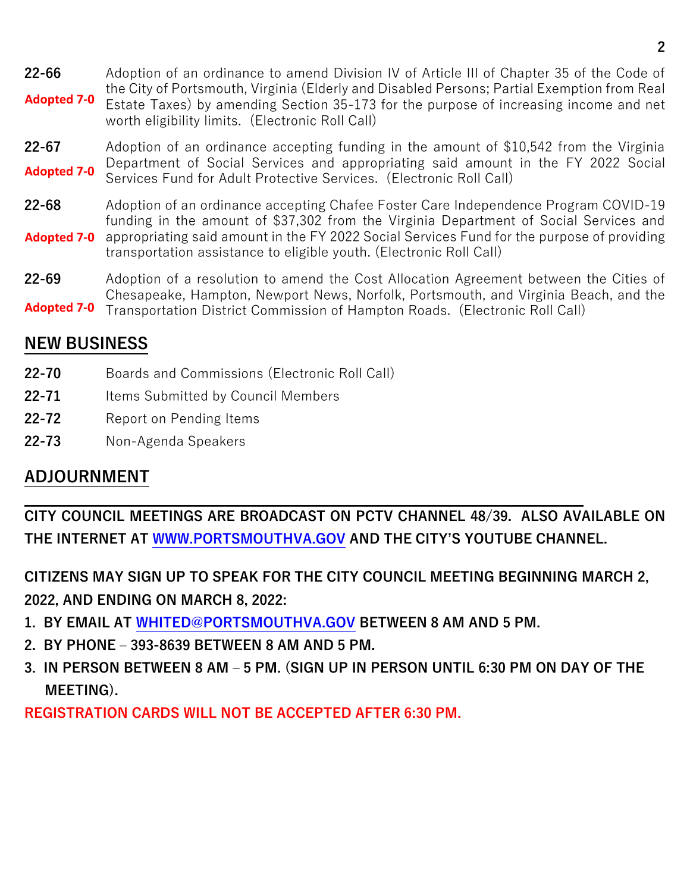**22-66** Adoption of an ordinance to amend Division IV of Article III of Chapter 35 of the Code of the City of Portsmouth, Virginia (Elderly and Disabled Persons; Partial Exemption from Real Estate Taxes) by amending Section 35-173 for the purpose of increasing income and net worth eligibility limits. (Electronic Roll Call)

**Adopted 7-0**

**22-67** Adoption of an ordinance accepting funding in the amount of $10,542 from the Virginia Department of Social Services and appropriating said amount in the FY 2022 Social Services Fund for Adult Protective Services. (Electronic Roll Call)

**Adopted 7-0**

**22-68** Adoption of an ordinance accepting Chafee Foster Care Independence Program COVID-19 funding in the amount of $37,302 from the Virginia Department of Social Services and appropriating said amount in the FY 2022 Social Services Fund for the purpose of providing transportation assistance to eligible youth. (Electronic Roll Call)

**Adopted 7-0**

**22-69** Adoption of a resolution to amend the Cost Allocation Agreement between the Cities of Chesapeake, Hampton, Newport News, Norfolk, Portsmouth, and Virginia Beach, and the Transportation District Commission of Hampton Roads. (Electronic Roll Call)

**Adopted 7-0**

## NEW BUSINESS

**22-70** Boards and Commissions (Electronic Roll Call)

**22-71** Items Submitted by Council Members

**22-72** Report on Pending Items

**22-73** Non-Agenda Speakers

## ADJOURNMENT

---

**CITY COUNCIL MEETINGS ARE BROADCAST ON PCTV CHANNEL 48/39. ALSO AVAILABLE ON THE INTERNET AT WWW.PORTSMOUTHVA.GOV AND THE CITY'S YOUTUBE CHANNEL.**

**CITIZENS MAY SIGN UP TO SPEAK FOR THE CITY COUNCIL MEETING BEGINNING MARCH 2, 2022, AND ENDING ON MARCH 8, 2022:**

1. **BY EMAIL AT WHITED@PORTSMOUTHVA.GOV BETWEEN 8 AM AND 5 PM.**
2. **BY PHONE – 393-8639 BETWEEN 8 AM AND 5 PM.**
3. **IN PERSON BETWEEN 8 AM – 5 PM. (SIGN UP IN PERSON UNTIL 6:30 PM ON DAY OF THE MEETING).**

**REGISTRATION CARDS WILL NOT BE ACCEPTED AFTER 6:30 PM.**